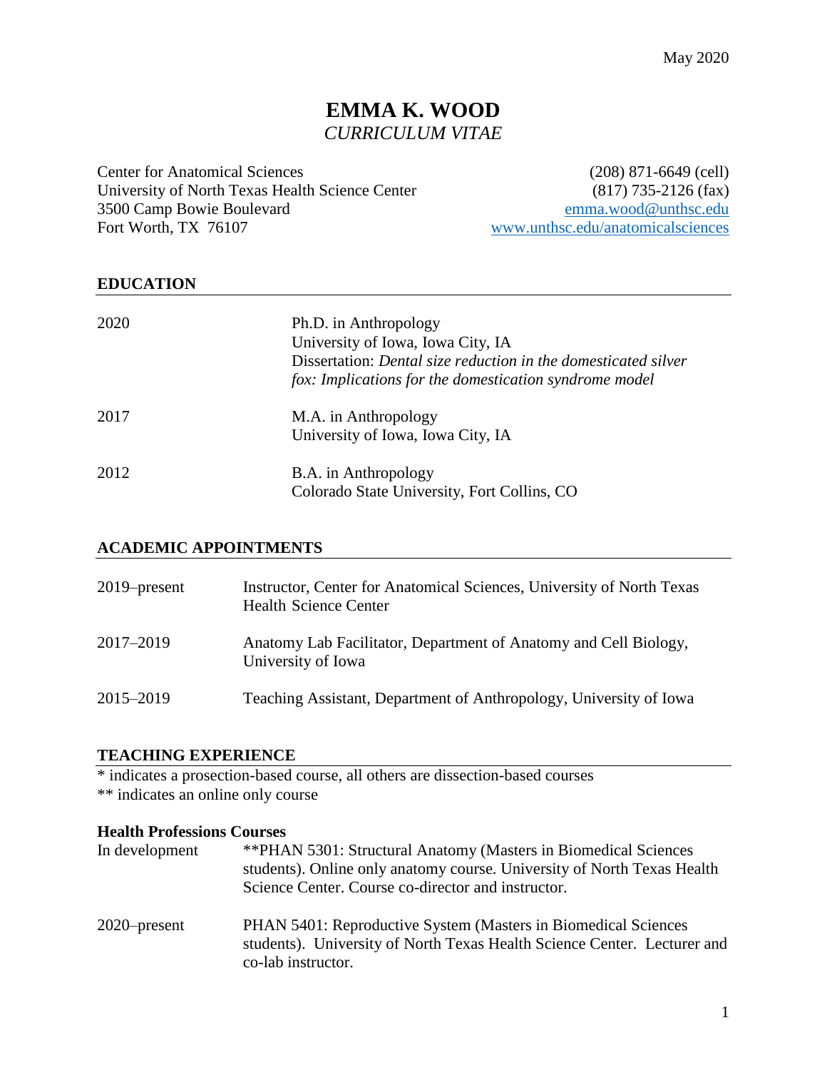May 2020

# EMMA K. WOOD

*CURRICULUM VITAE*

Center for Anatomical Sciences
University of North Texas Health Science Center
3500 Camp Bowie Boulevard
Fort Worth, TX 76107

(208) 871-6649 (cell)
(817) 735-2126 (fax)
emma.wood@unthsc.edu
www.unthsc.edu/anatomicalsciences

## EDUCATION

| | |
|---|---|
| 2020 | Ph.D. in Anthropology<br>University of Iowa, Iowa City, IA<br>Dissertation: *Dental size reduction in the domesticated silver fox: Implications for the domestication syndrome model* |
| 2017 | M.A. in Anthropology<br>University of Iowa, Iowa City, IA |
| 2012 | B.A. in Anthropology<br>Colorado State University, Fort Collins, CO |

## ACADEMIC APPOINTMENTS

| | |
|---|---|
| 2019–present | Instructor, Center for Anatomical Sciences, University of North Texas Health Science Center |
| 2017–2019 | Anatomy Lab Facilitator, Department of Anatomy and Cell Biology, University of Iowa |
| 2015–2019 | Teaching Assistant, Department of Anthropology, University of Iowa |

## TEACHING EXPERIENCE

* indicates a prosection-based course, all others are dissection-based courses
** indicates an online only course

### Health Professions Courses

| | |
|---|---|
| In development | **PHAN 5301: Structural Anatomy (Masters in Biomedical Sciences students). Online only anatomy course. University of North Texas Health Science Center. Course co-director and instructor. |
| 2020–present | PHAN 5401: Reproductive System (Masters in Biomedical Sciences students). University of North Texas Health Science Center. Lecturer and co-lab instructor. |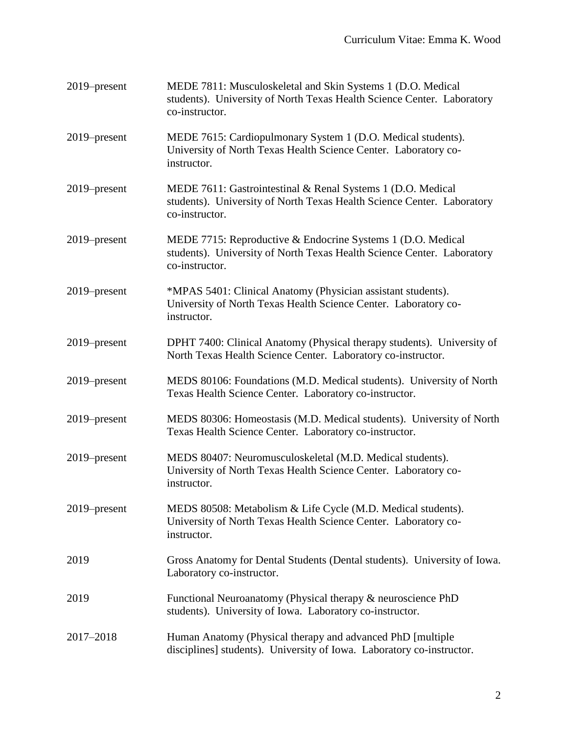2019–present MEDE 7811: Musculoskeletal and Skin Systems 1 (D.O. Medical students). University of North Texas Health Science Center. Laboratory co-instructor.

2019–present MEDE 7615: Cardiopulmonary System 1 (D.O. Medical students). University of North Texas Health Science Center. Laboratory co-instructor.

2019–present MEDE 7611: Gastrointestinal & Renal Systems 1 (D.O. Medical students). University of North Texas Health Science Center. Laboratory co-instructor.

2019–present MEDE 7715: Reproductive & Endocrine Systems 1 (D.O. Medical students). University of North Texas Health Science Center. Laboratory co-instructor.

2019–present *MPAS 5401: Clinical Anatomy (Physician assistant students). University of North Texas Health Science Center. Laboratory co-instructor.

2019–present DPHT 7400: Clinical Anatomy (Physical therapy students). University of North Texas Health Science Center. Laboratory co-instructor.

2019–present MEDS 80106: Foundations (M.D. Medical students). University of North Texas Health Science Center. Laboratory co-instructor.

2019–present MEDS 80306: Homeostasis (M.D. Medical students). University of North Texas Health Science Center. Laboratory co-instructor.

2019–present MEDS 80407: Neuromusculoskeletal (M.D. Medical students). University of North Texas Health Science Center. Laboratory co-instructor.

2019–present MEDS 80508: Metabolism & Life Cycle (M.D. Medical students). University of North Texas Health Science Center. Laboratory co-instructor.

2019 Gross Anatomy for Dental Students (Dental students). University of Iowa. Laboratory co-instructor.

2019 Functional Neuroanatomy (Physical therapy & neuroscience PhD students). University of Iowa. Laboratory co-instructor.

2017–2018 Human Anatomy (Physical therapy and advanced PhD [multiple disciplines] students). University of Iowa. Laboratory co-instructor.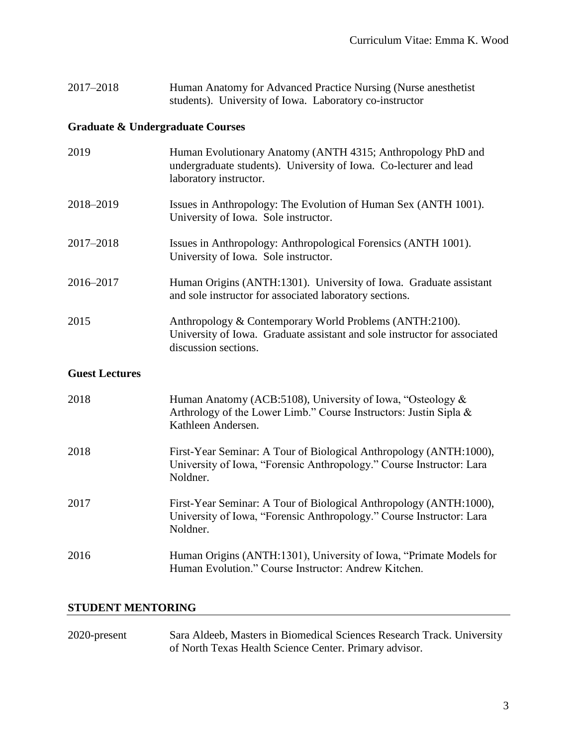2017–2018 Human Anatomy for Advanced Practice Nursing (Nurse anesthetist students). University of Iowa. Laboratory co-instructor

### Graduate & Undergraduate Courses

2019 Human Evolutionary Anatomy (ANTH 4315; Anthropology PhD and undergraduate students). University of Iowa. Co-lecturer and lead laboratory instructor.

2018–2019 Issues in Anthropology: The Evolution of Human Sex (ANTH 1001). University of Iowa. Sole instructor.

2017–2018 Issues in Anthropology: Anthropological Forensics (ANTH 1001). University of Iowa. Sole instructor.

2016–2017 Human Origins (ANTH:1301). University of Iowa. Graduate assistant and sole instructor for associated laboratory sections.

2015 Anthropology & Contemporary World Problems (ANTH:2100). University of Iowa. Graduate assistant and sole instructor for associated discussion sections.

### Guest Lectures

2018 Human Anatomy (ACB:5108), University of Iowa, "Osteology & Arthrology of the Lower Limb." Course Instructors: Justin Sipla & Kathleen Andersen.

2018 First-Year Seminar: A Tour of Biological Anthropology (ANTH:1000), University of Iowa, "Forensic Anthropology." Course Instructor: Lara Noldner.

2017 First-Year Seminar: A Tour of Biological Anthropology (ANTH:1000), University of Iowa, "Forensic Anthropology." Course Instructor: Lara Noldner.

2016 Human Origins (ANTH:1301), University of Iowa, "Primate Models for Human Evolution." Course Instructor: Andrew Kitchen.

## STUDENT MENTORING

2020-present Sara Aldeeb, Masters in Biomedical Sciences Research Track. University of North Texas Health Science Center. Primary advisor.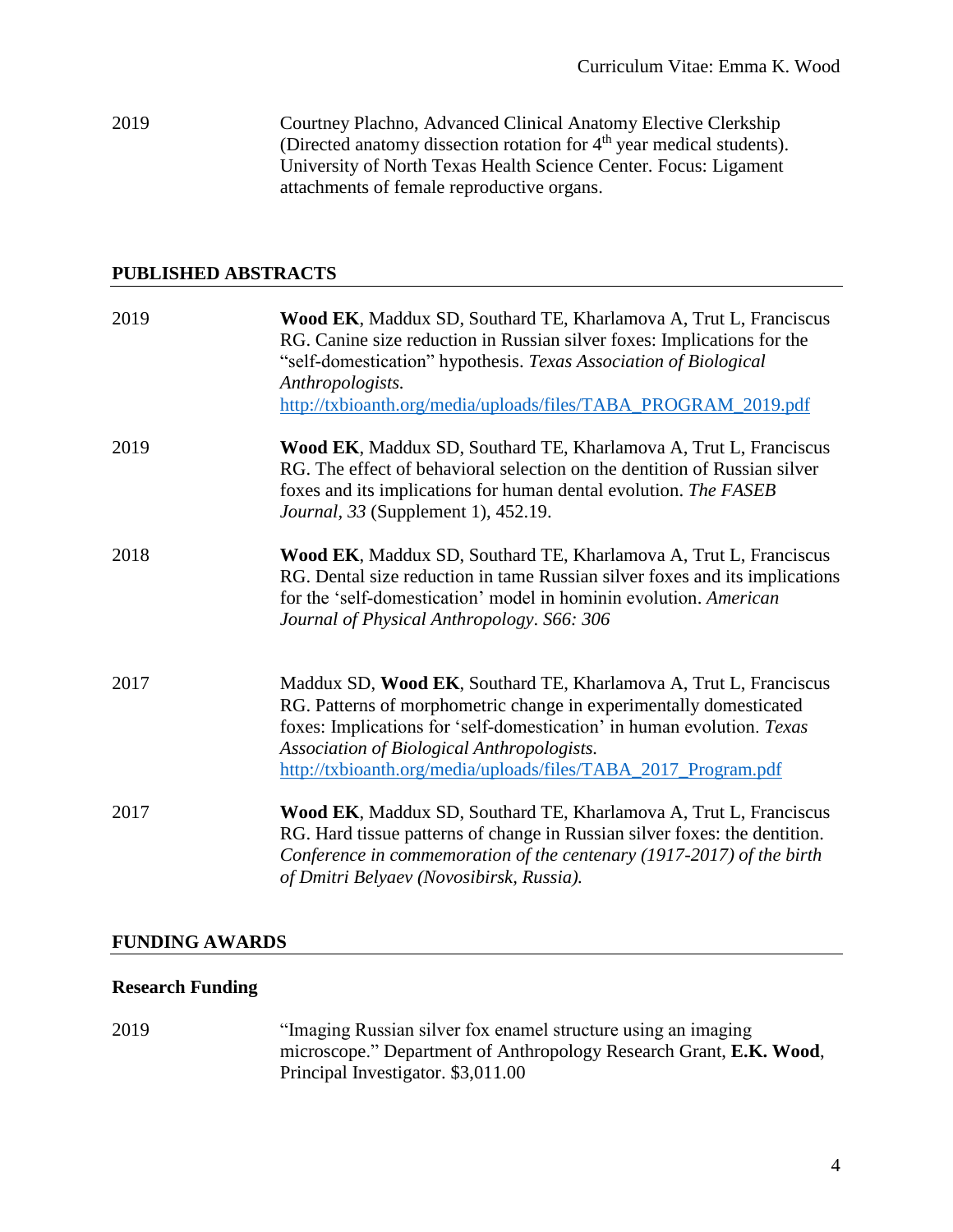2019 — Courtney Plachno, Advanced Clinical Anatomy Elective Clerkship (Directed anatomy dissection rotation for 4th year medical students). University of North Texas Health Science Center. Focus: Ligament attachments of female reproductive organs.

## PUBLISHED ABSTRACTS

2019 — **Wood EK**, Maddux SD, Southard TE, Kharlamova A, Trut L, Franciscus RG. Canine size reduction in Russian silver foxes: Implications for the "self-domestication" hypothesis. *Texas Association of Biological Anthropologists.* http://txbioanth.org/media/uploads/files/TABA_PROGRAM_2019.pdf

2019 — **Wood EK**, Maddux SD, Southard TE, Kharlamova A, Trut L, Franciscus RG. The effect of behavioral selection on the dentition of Russian silver foxes and its implications for human dental evolution. *The FASEB Journal, 33* (Supplement 1), 452.19.

2018 — **Wood EK**, Maddux SD, Southard TE, Kharlamova A, Trut L, Franciscus RG. Dental size reduction in tame Russian silver foxes and its implications for the 'self-domestication' model in hominin evolution. *American Journal of Physical Anthropology*. *S66: 306*

2017 — Maddux SD, **Wood EK**, Southard TE, Kharlamova A, Trut L, Franciscus RG. Patterns of morphometric change in experimentally domesticated foxes: Implications for 'self-domestication' in human evolution. *Texas Association of Biological Anthropologists.* http://txbioanth.org/media/uploads/files/TABA_2017_Program.pdf

2017 — **Wood EK**, Maddux SD, Southard TE, Kharlamova A, Trut L, Franciscus RG. Hard tissue patterns of change in Russian silver foxes: the dentition. *Conference in commemoration of the centenary (1917-2017) of the birth of Dmitri Belyaev (Novosibirsk, Russia).*

## FUNDING AWARDS

### Research Funding

2019 — "Imaging Russian silver fox enamel structure using an imaging microscope." Department of Anthropology Research Grant, **E.K. Wood**, Principal Investigator. $3,011.00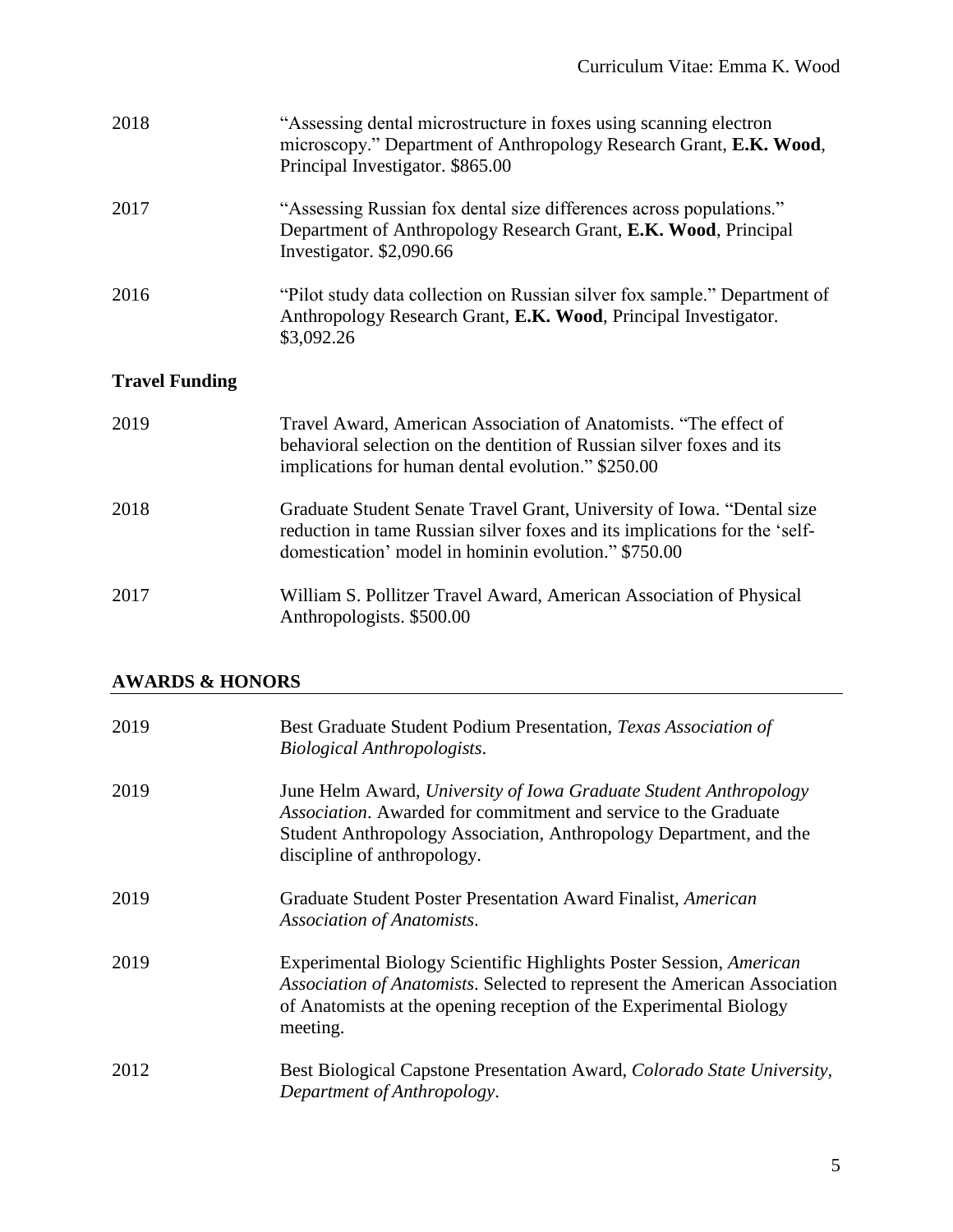2018 "Assessing dental microstructure in foxes using scanning electron microscopy." Department of Anthropology Research Grant, **E.K. Wood**, Principal Investigator. $865.00

2017 "Assessing Russian fox dental size differences across populations." Department of Anthropology Research Grant, **E.K. Wood**, Principal Investigator. $2,090.66

2016 "Pilot study data collection on Russian silver fox sample." Department of Anthropology Research Grant, **E.K. Wood**, Principal Investigator. $3,092.26

### Travel Funding

2019 Travel Award, American Association of Anatomists. "The effect of behavioral selection on the dentition of Russian silver foxes and its implications for human dental evolution." $250.00

2018 Graduate Student Senate Travel Grant, University of Iowa. "Dental size reduction in tame Russian silver foxes and its implications for the 'self-domestication' model in hominin evolution." $750.00

2017 William S. Pollitzer Travel Award, American Association of Physical Anthropologists. $500.00

## AWARDS & HONORS

2019 Best Graduate Student Podium Presentation, *Texas Association of Biological Anthropologists*.

2019 June Helm Award, *University of Iowa Graduate Student Anthropology Association*. Awarded for commitment and service to the Graduate Student Anthropology Association, Anthropology Department, and the discipline of anthropology.

2019 Graduate Student Poster Presentation Award Finalist, *American Association of Anatomists*.

2019 Experimental Biology Scientific Highlights Poster Session, *American Association of Anatomists*. Selected to represent the American Association of Anatomists at the opening reception of the Experimental Biology meeting.

2012 Best Biological Capstone Presentation Award, *Colorado State University, Department of Anthropology*.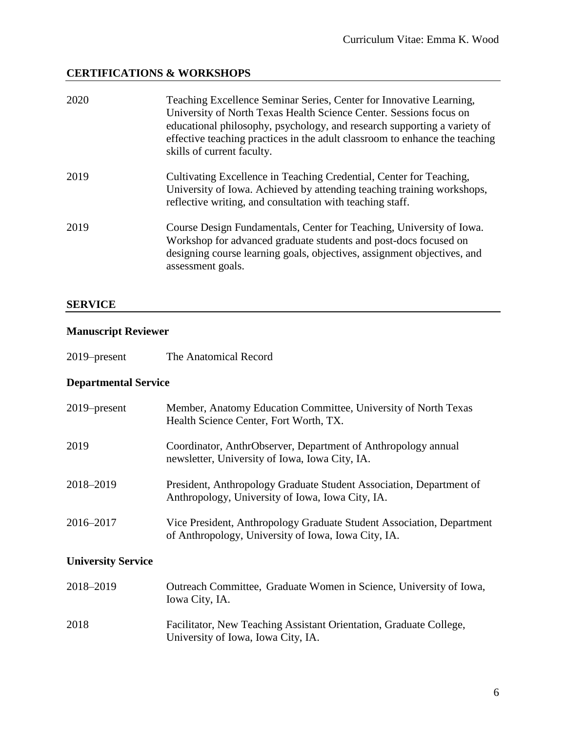## CERTIFICATIONS & WORKSHOPS

2020 — Teaching Excellence Seminar Series, Center for Innovative Learning, University of North Texas Health Science Center. Sessions focus on educational philosophy, psychology, and research supporting a variety of effective teaching practices in the adult classroom to enhance the teaching skills of current faculty.

2019 — Cultivating Excellence in Teaching Credential, Center for Teaching, University of Iowa. Achieved by attending teaching training workshops, reflective writing, and consultation with teaching staff.

2019 — Course Design Fundamentals, Center for Teaching, University of Iowa. Workshop for advanced graduate students and post-docs focused on designing course learning goals, objectives, assignment objectives, and assessment goals.

## SERVICE

### Manuscript Reviewer

2019–present — The Anatomical Record

### Departmental Service

2019–present — Member, Anatomy Education Committee, University of North Texas Health Science Center, Fort Worth, TX.

2019 — Coordinator, AnthrObserver, Department of Anthropology annual newsletter, University of Iowa, Iowa City, IA.

2018–2019 — President, Anthropology Graduate Student Association, Department of Anthropology, University of Iowa, Iowa City, IA.

2016–2017 — Vice President, Anthropology Graduate Student Association, Department of Anthropology, University of Iowa, Iowa City, IA.

### University Service

2018–2019 — Outreach Committee, Graduate Women in Science, University of Iowa, Iowa City, IA.

2018 — Facilitator, New Teaching Assistant Orientation, Graduate College, University of Iowa, Iowa City, IA.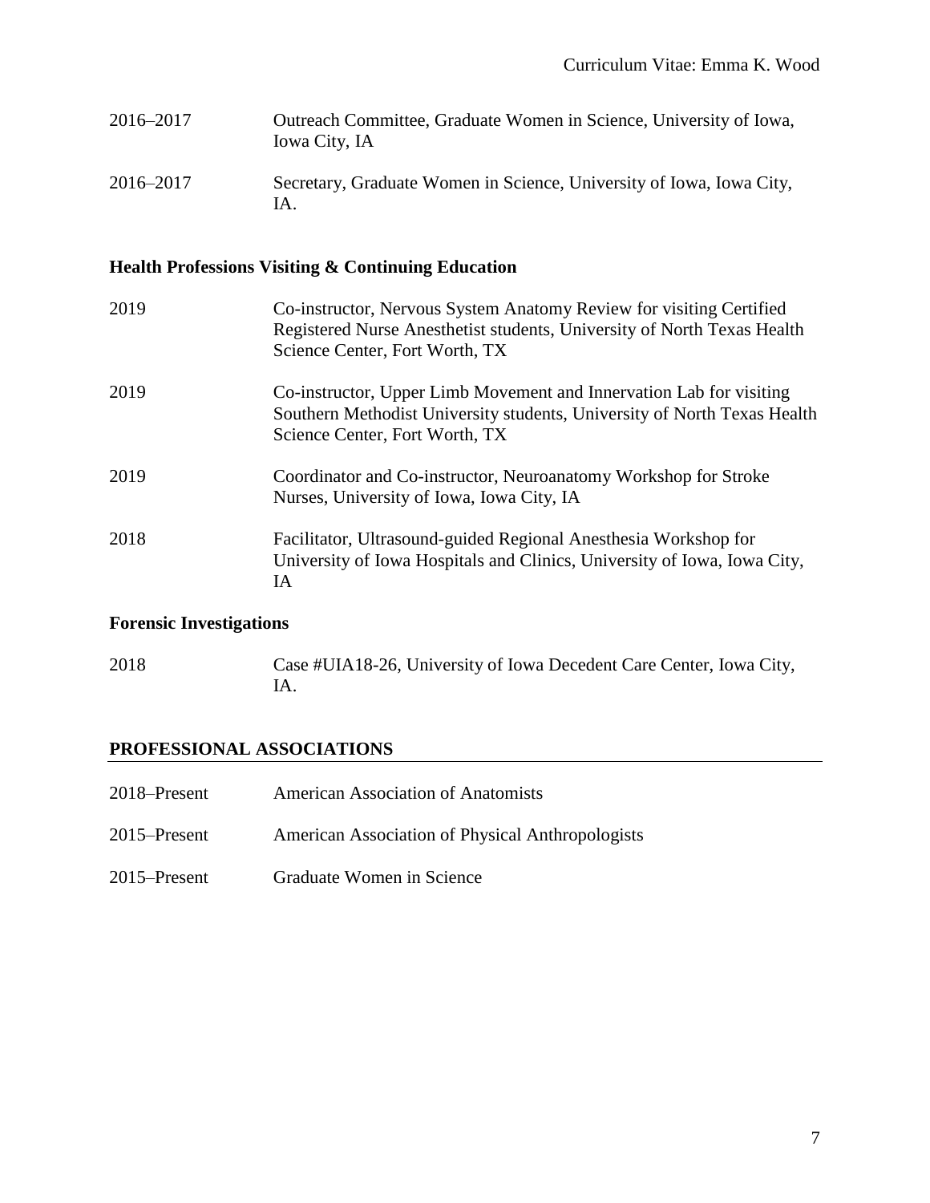2016–2017 Outreach Committee, Graduate Women in Science, University of Iowa, Iowa City, IA

2016–2017 Secretary, Graduate Women in Science, University of Iowa, Iowa City, IA.

### Health Professions Visiting & Continuing Education

2019 Co-instructor, Nervous System Anatomy Review for visiting Certified Registered Nurse Anesthetist students, University of North Texas Health Science Center, Fort Worth, TX

2019 Co-instructor, Upper Limb Movement and Innervation Lab for visiting Southern Methodist University students, University of North Texas Health Science Center, Fort Worth, TX

2019 Coordinator and Co-instructor, Neuroanatomy Workshop for Stroke Nurses, University of Iowa, Iowa City, IA

2018 Facilitator, Ultrasound-guided Regional Anesthesia Workshop for University of Iowa Hospitals and Clinics, University of Iowa, Iowa City, IA

### Forensic Investigations

2018 Case #UIA18-26, University of Iowa Decedent Care Center, Iowa City, IA.

## PROFESSIONAL ASSOCIATIONS

2018–Present American Association of Anatomists

2015–Present American Association of Physical Anthropologists

2015–Present Graduate Women in Science